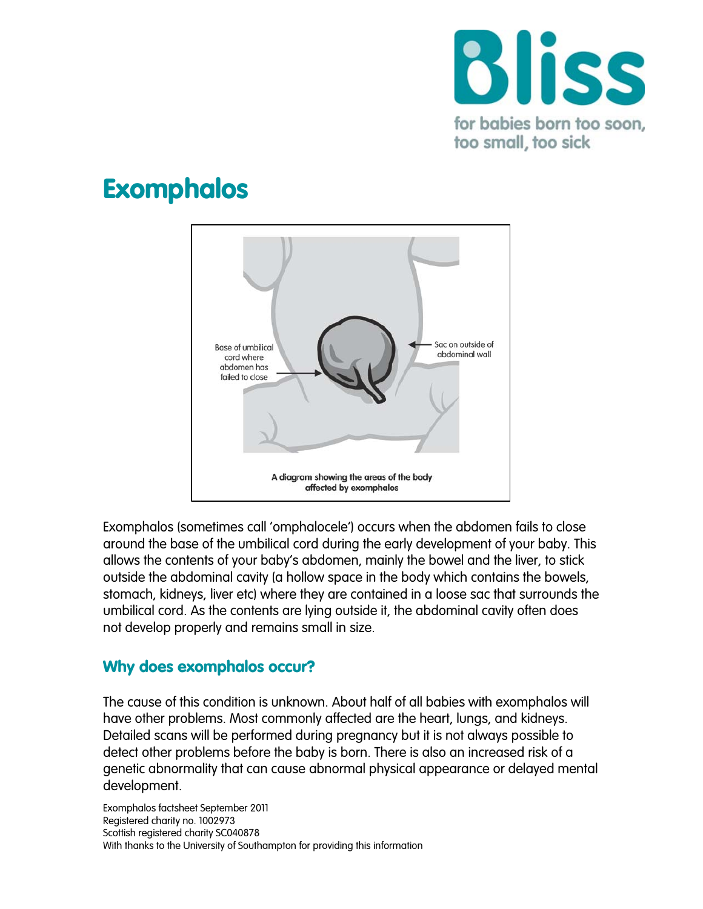**Bliss**

for babies born too soon, too small, too sick

# Exomphalos

Base of umbilical cord where abdomen has failed to close

Sac on outside of abdominal wall

A diagram showing the areas of the body affected by exomphalos

Exomphalos (sometimes call 'omphalocele') occurs when the abdomen fails to close around the base of the umbilical cord during the early development of your baby. This allows the contents of your baby's abdomen, mainly the bowel and the liver, to stick outside the abdominal cavity (a hollow space in the body which contains the bowels, stomach, kidneys, liver etc) where they are contained in a loose sac that surrounds the umbilical cord. As the contents are lying outside it, the abdominal cavity often does not develop properly and remains small in size.

## Why does exomphalos occur?

The cause of this condition is unknown. About half of all babies with exomphalos will have other problems. Most commonly affected are the heart, lungs, and kidneys. Detailed scans will be performed during pregnancy but it is not always possible to detect other problems before the baby is born. There is also an increased risk of a genetic abnormality that can cause abnormal physical appearance or delayed mental development.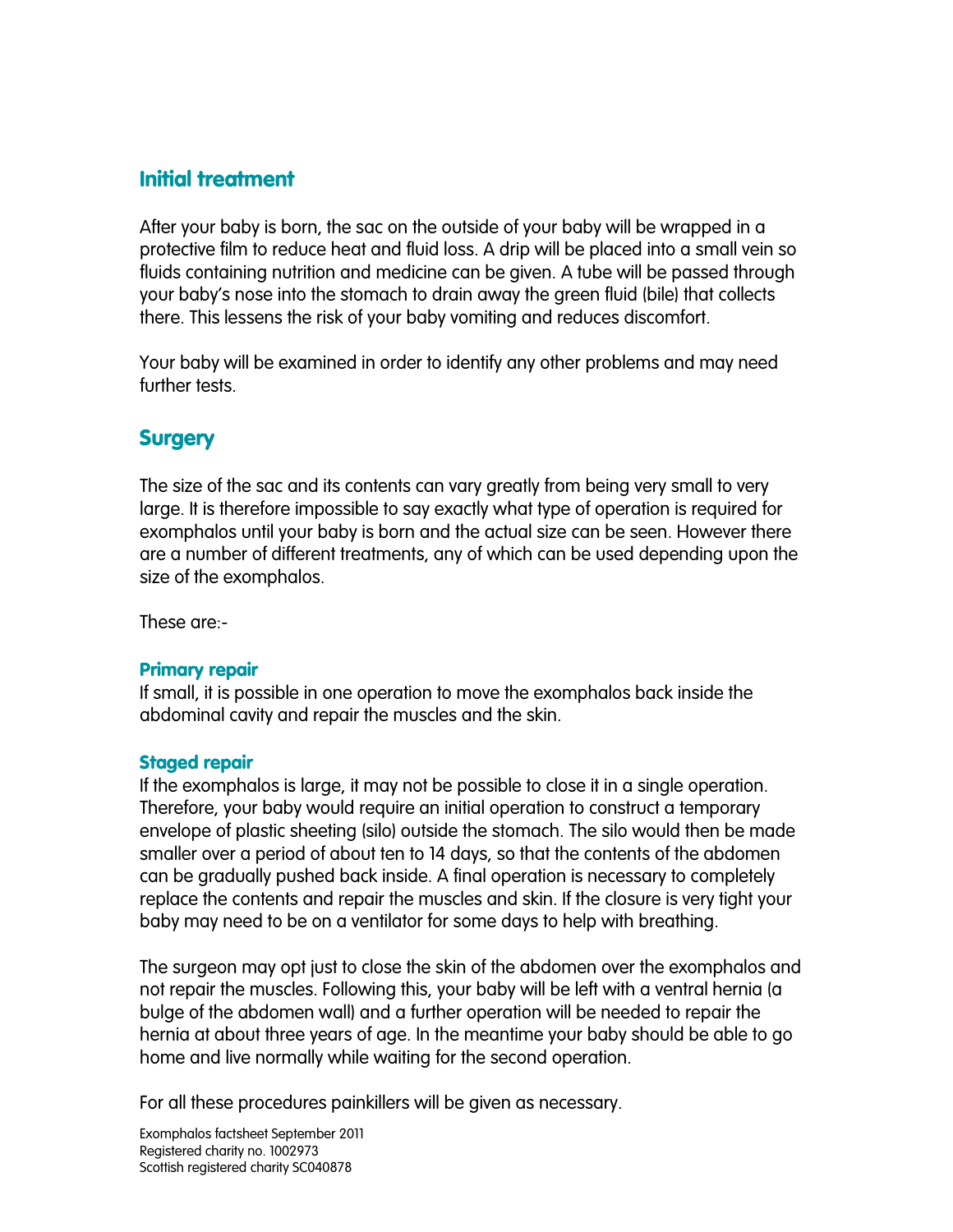## Initial treatment

After your baby is born, the sac on the outside of your baby will be wrapped in a protective film to reduce heat and fluid loss. A drip will be placed into a small vein so fluids containing nutrition and medicine can be given. A tube will be passed through your baby's nose into the stomach to drain away the green fluid (bile) that collects there. This lessens the risk of your baby vomiting and reduces discomfort.

Your baby will be examined in order to identify any other problems and may need further tests.

## Surgery

The size of the sac and its contents can vary greatly from being very small to very large. It is therefore impossible to say exactly what type of operation is required for exomphalos until your baby is born and the actual size can be seen. However there are a number of different treatments, any of which can be used depending upon the size of the exomphalos.

These are:-

### Primary repair

If small, it is possible in one operation to move the exomphalos back inside the abdominal cavity and repair the muscles and the skin.

### Staged repair

If the exomphalos is large, it may not be possible to close it in a single operation. Therefore, your baby would require an initial operation to construct a temporary envelope of plastic sheeting (silo) outside the stomach. The silo would then be made smaller over a period of about ten to 14 days, so that the contents of the abdomen can be gradually pushed back inside. A final operation is necessary to completely replace the contents and repair the muscles and skin. If the closure is very tight your baby may need to be on a ventilator for some days to help with breathing.

The surgeon may opt just to close the skin of the abdomen over the exomphalos and not repair the muscles. Following this, your baby will be left with a ventral hernia (a bulge of the abdomen wall) and a further operation will be needed to repair the hernia at about three years of age. In the meantime your baby should be able to go home and live normally while waiting for the second operation.

For all these procedures painkillers will be given as necessary.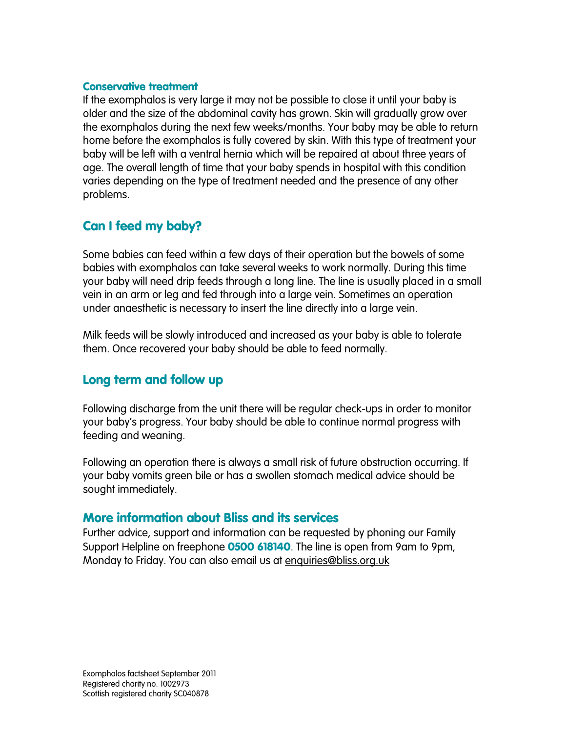### Conservative treatment

If the exomphalos is very large it may not be possible to close it until your baby is older and the size of the abdominal cavity has grown. Skin will gradually grow over the exomphalos during the next few weeks/months. Your baby may be able to return home before the exomphalos is fully covered by skin. With this type of treatment your baby will be left with a ventral hernia which will be repaired at about three years of age. The overall length of time that your baby spends in hospital with this condition varies depending on the type of treatment needed and the presence of any other problems.

## Can I feed my baby?

Some babies can feed within a few days of their operation but the bowels of some babies with exomphalos can take several weeks to work normally. During this time your baby will need drip feeds through a long line. The line is usually placed in a small vein in an arm or leg and fed through into a large vein. Sometimes an operation under anaesthetic is necessary to insert the line directly into a large vein.

Milk feeds will be slowly introduced and increased as your baby is able to tolerate them. Once recovered your baby should be able to feed normally.

## Long term and follow up

Following discharge from the unit there will be regular check-ups in order to monitor your baby's progress. Your baby should be able to continue normal progress with feeding and weaning.

Following an operation there is always a small risk of future obstruction occurring. If your baby vomits green bile or has a swollen stomach medical advice should be sought immediately.

## More information about Bliss and its services

Further advice, support and information can be requested by phoning our Family Support Helpline on freephone **0500 618140**. The line is open from 9am to 9pm, Monday to Friday. You can also email us at enquiries@bliss.org.uk

Exomphalos factsheet September 2011
Registered charity no. 1002973
Scottish registered charity SC040878